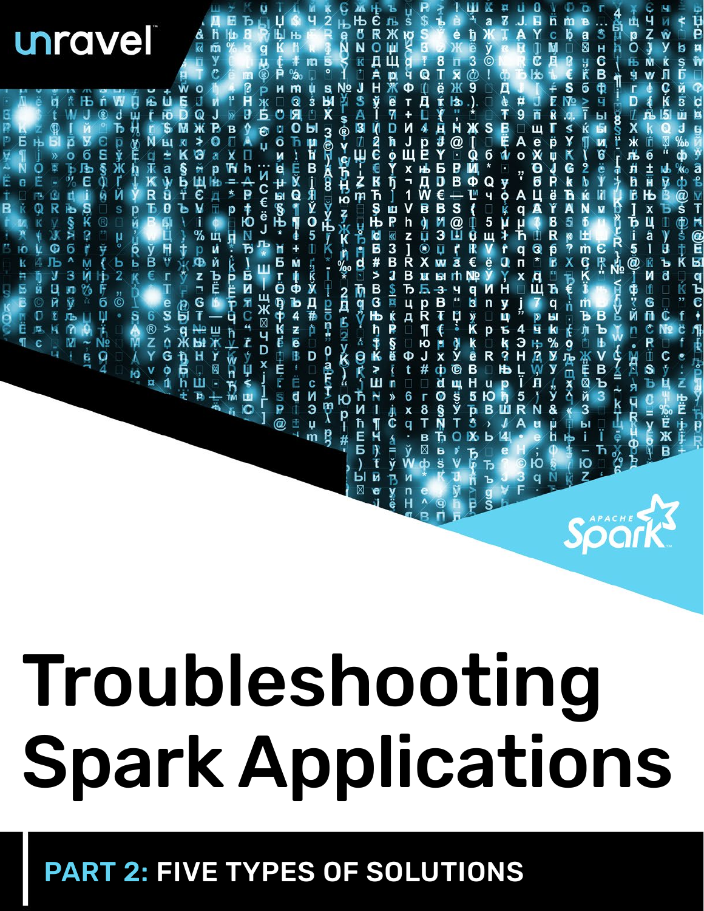unravel

APACHE Spark

# Troubleshooting Spark Applications

## PART 2: FIVE TYPES OF SOLUTIONS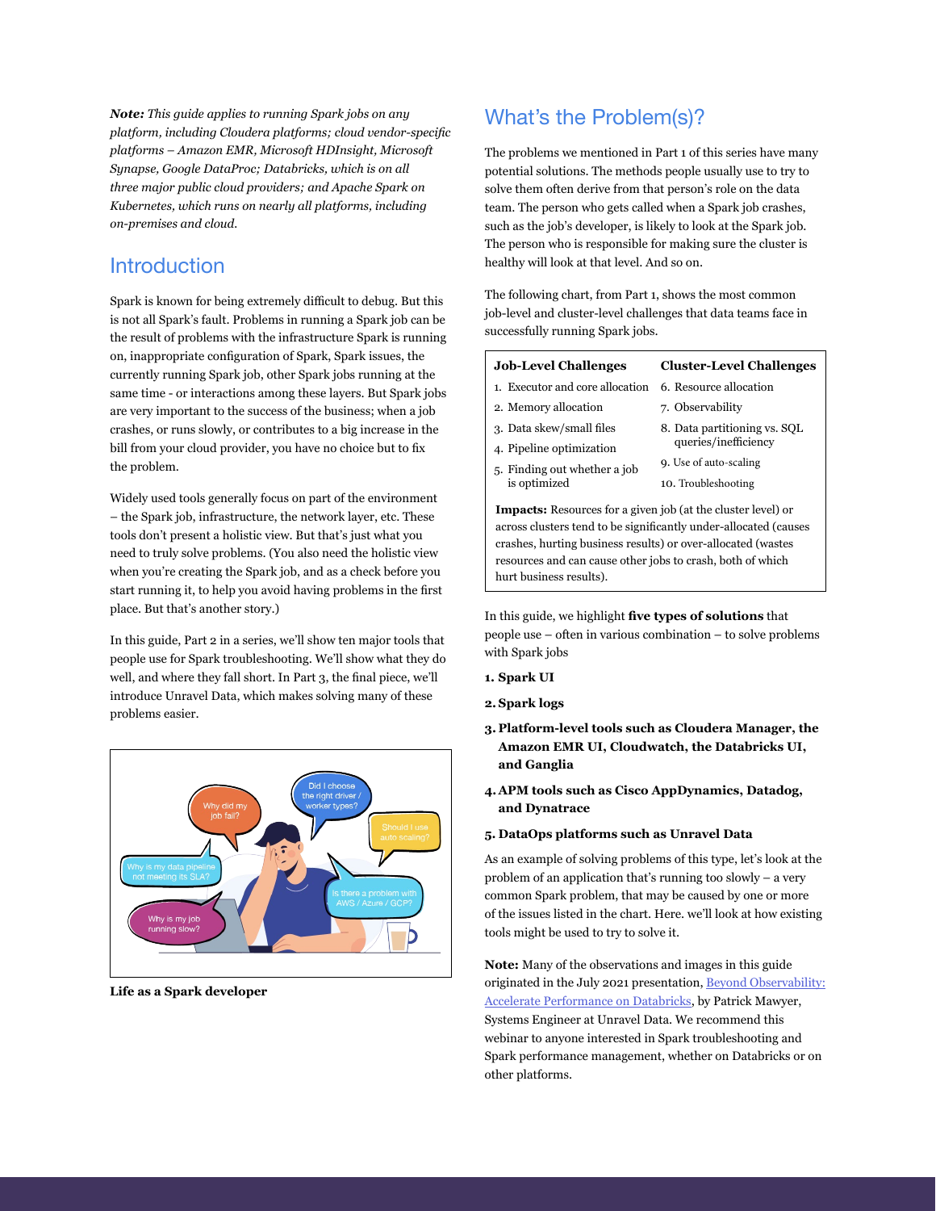*Note: This guide applies to running Spark jobs on any platform, including Cloudera platforms; cloud vendor-specific platforms – Amazon EMR, Microsoft HDInsight, Microsoft Synapse, Google DataProc; Databricks, which is on all three major public cloud providers; and Apache Spark on Kubernetes, which runs on nearly all platforms, including on-premises and cloud.*

## Introduction

Spark is known for being extremely difficult to debug. But this is not all Spark's fault. Problems in running a Spark job can be the result of problems with the infrastructure Spark is running on, inappropriate configuration of Spark, Spark issues, the currently running Spark job, other Spark jobs running at the same time - or interactions among these layers. But Spark jobs are very important to the success of the business; when a job crashes, or runs slowly, or contributes to a big increase in the bill from your cloud provider, you have no choice but to fix the problem.

Widely used tools generally focus on part of the environment – the Spark job, infrastructure, the network layer, etc. These tools don't present a holistic view. But that's just what you need to truly solve problems. (You also need the holistic view when you're creating the Spark job, and as a check before you start running it, to help you avoid having problems in the first place. But that's another story.)

In this guide, Part 2 in a series, we'll show ten major tools that people use for Spark troubleshooting. We'll show what they do well, and where they fall short. In Part 3, the final piece, we'll introduce Unravel Data, which makes solving many of these problems easier.

**Life as a Spark developer**

## What's the Problem(s)?

The problems we mentioned in Part 1 of this series have many potential solutions. The methods people usually use to try to solve them often derive from that person's role on the data team. The person who gets called when a Spark job crashes, such as the job's developer, is likely to look at the Spark job. The person who is responsible for making sure the cluster is healthy will look at that level. And so on.

The following chart, from Part 1, shows the most common job-level and cluster-level challenges that data teams face in successfully running Spark jobs.

| Job-Level Challenges | Cluster-Level Challenges |
|---|---|
| 1. Executor and core allocation | 6. Resource allocation |
| 2. Memory allocation | 7. Observability |
| 3. Data skew/small files | 8. Data partitioning vs. SQL queries/inefficiency |
| 4. Pipeline optimization | 9. Use of auto-scaling |
| 5. Finding out whether a job is optimized | 10. Troubleshooting |

**Impacts:** Resources for a given job (at the cluster level) or across clusters tend to be significantly under-allocated (causes crashes, hurting business results) or over-allocated (wastes resources and can cause other jobs to crash, both of which hurt business results).

In this guide, we highlight **five types of solutions** that people use – often in various combination – to solve problems with Spark jobs

1. **Spark UI**
2. **Spark logs**
3. **Platform-level tools such as Cloudera Manager, the Amazon EMR UI, Cloudwatch, the Databricks UI, and Ganglia**
4. **APM tools such as Cisco AppDynamics, Datadog, and Dynatrace**
5. **DataOps platforms such as Unravel Data**

As an example of solving problems of this type, let's look at the problem of an application that's running too slowly – a very common Spark problem, that may be caused by one or more of the issues listed in the chart. Here. we'll look at how existing tools might be used to try to solve it.

**Note:** Many of the observations and images in this guide originated in the July 2021 presentation, [Beyond Observability: Accelerate Performance on Databricks](), by Patrick Mawyer, Systems Engineer at Unravel Data. We recommend this webinar to anyone interested in Spark troubleshooting and Spark performance management, whether on Databricks or on other platforms.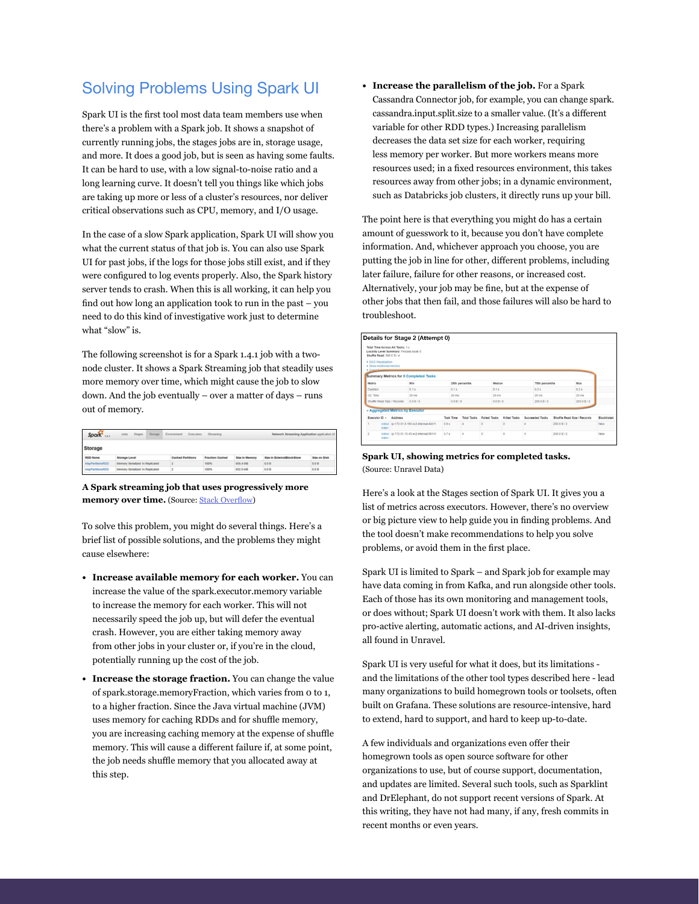## Solving Problems Using Spark UI

Spark UI is the first tool most data team members use when there's a problem with a Spark job. It shows a snapshot of currently running jobs, the stages jobs are in, storage usage, and more. It does a good job, but is seen as having some faults. It can be hard to use, with a low signal-to-noise ratio and a long learning curve. It doesn't tell you things like which jobs are taking up more or less of a cluster's resources, nor deliver critical observations such as CPU, memory, and I/O usage.

In the case of a slow Spark application, Spark UI will show you what the current status of that job is. You can also use Spark UI for past jobs, if the logs for those jobs still exist, and if they were configured to log events properly. Also, the Spark history server tends to crash. When this is all working, it can help you find out how long an application took to run in the past – you need to do this kind of investigative work just to determine what "slow" is.

The following screenshot is for a Spark 1.4.1 job with a two-node cluster. It shows a Spark Streaming job that steadily uses more memory over time, which might cause the job to slow down. And the job eventually – over a matter of days – runs out of memory.

**A Spark streaming job that uses progressively more memory over time.** (Source: Stack Overflow)

To solve this problem, you might do several things. Here's a brief list of possible solutions, and the problems they might cause elsewhere:

- **Increase available memory for each worker.** You can increase the value of the spark.executor.memory variable to increase the memory for each worker. This will not necessarily speed the job up, but will defer the eventual crash. However, you are either taking memory away from other jobs in your cluster or, if you're in the cloud, potentially running up the cost of the job.
- **Increase the storage fraction.** You can change the value of spark.storage.memoryFraction, which varies from 0 to 1, to a higher fraction. Since the Java virtual machine (JVM) uses memory for caching RDDs and for shuffle memory, you are increasing caching memory at the expense of shuffle memory. This will cause a different failure if, at some point, the job needs shuffle memory that you allocated away at this step.
- **Increase the parallelism of the job.** For a Spark Cassandra Connector job, for example, you can change spark.cassandra.input.split.size to a smaller value. (It's a different variable for other RDD types.) Increasing parallelism decreases the data set size for each worker, requiring less memory per worker. But more workers means more resources used; in a fixed resources environment, this takes resources away from other jobs; in a dynamic environment, such as Databricks job clusters, it directly runs up your bill.

The point here is that everything you might do has a certain amount of guesswork to it, because you don't have complete information. And, whichever approach you choose, you are putting the job in line for other, different problems, including later failure, failure for other reasons, or increased cost. Alternatively, your job may be fine, but at the expense of other jobs that then fail, and those failures will also be hard to troubleshoot.

**Spark UI, showing metrics for completed tasks.** (Source: Unravel Data)

Here's a look at the Stages section of Spark UI. It gives you a list of metrics across executors. However, there's no overview or big picture view to help guide you in finding problems. And the tool doesn't make recommendations to help you solve problems, or avoid them in the first place.

Spark UI is limited to Spark – and Spark job for example may have data coming in from Kafka, and run alongside other tools. Each of those has its own monitoring and management tools, or does without; Spark UI doesn't work with them. It also lacks pro-active alerting, automatic actions, and AI-driven insights, all found in Unravel.

Spark UI is very useful for what it does, but its limitations - and the limitations of the other tool types described here - lead many organizations to build homegrown tools or toolsets, often built on Grafana. These solutions are resource-intensive, hard to extend, hard to support, and hard to keep up-to-date.

A few individuals and organizations even offer their homegrown tools as open source software for other organizations to use, but of course support, documentation, and updates are limited. Several such tools, such as Sparklint and DrElephant, do not support recent versions of Spark. At this writing, they have not had many, if any, fresh commits in recent months or even years.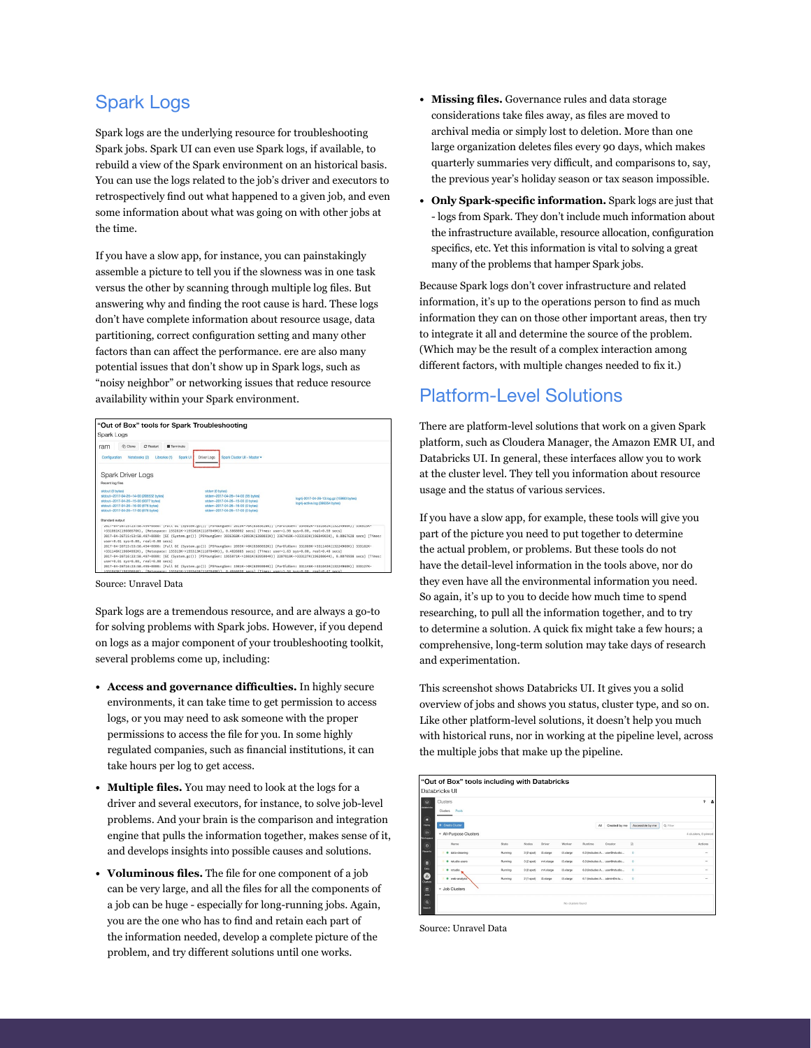## Spark Logs

Spark logs are the underlying resource for troubleshooting Spark jobs. Spark UI can even use Spark logs, if available, to rebuild a view of the Spark environment on an historical basis. You can use the logs related to the job's driver and executors to retrospectively find out what happened to a given job, and even some information about what was going on with other jobs at the time.

If you have a slow app, for instance, you can painstakingly assemble a picture to tell you if the slowness was in one task versus the other by scanning through multiple log files. But answering why and finding the root cause is hard. These logs don't have complete information about resource usage, data partitioning, correct configuration setting and many other factors than can affect the performance. ere are also many potential issues that don't show up in Spark logs, such as "noisy neighbor" or networking issues that reduce resource availability within your Spark environment.

"Out of Box" tools for Spark Troubleshooting

Source: Unravel Data

Spark logs are a tremendous resource, and are always a go-to for solving problems with Spark jobs. However, if you depend on logs as a major component of your troubleshooting toolkit, several problems come up, including:

- **Access and governance difficulties.** In highly secure environments, it can take time to get permission to access logs, or you may need to ask someone with the proper permissions to access the file for you. In some highly regulated companies, such as financial institutions, it can take hours per log to get access.
- **Multiple files.** You may need to look at the logs for a driver and several executors, for instance, to solve job-level problems. And your brain is the comparison and integration engine that pulls the information together, makes sense of it, and develops insights into possible causes and solutions.
- **Voluminous files.** The file for one component of a job can be very large, and all the files for all the components of a job can be huge - especially for long-running jobs. Again, you are the one who has to find and retain each part of the information needed, develop a complete picture of the problem, and try different solutions until one works.
- **Missing files.** Governance rules and data storage considerations take files away, as files are moved to archival media or simply lost to deletion. More than one large organization deletes files every 90 days, which makes quarterly summaries very difficult, and comparisons to, say, the previous year's holiday season or tax season impossible.
- **Only Spark-specific information.** Spark logs are just that - logs from Spark. They don't include much information about the infrastructure available, resource allocation, configuration specifics, etc. Yet this information is vital to solving a great many of the problems that hamper Spark jobs.

Because Spark logs don't cover infrastructure and related information, it's up to the operations person to find as much information they can on those other important areas, then try to integrate it all and determine the source of the problem. (Which may be the result of a complex interaction among different factors, with multiple changes needed to fix it.)

## Platform-Level Solutions

There are platform-level solutions that work on a given Spark platform, such as Cloudera Manager, the Amazon EMR UI, and Databricks UI. In general, these interfaces allow you to work at the cluster level. They tell you information about resource usage and the status of various services.

If you have a slow app, for example, these tools will give you part of the picture you need to put together to determine the actual problem, or problems. But these tools do not have the detail-level information in the tools above, nor do they even have all the environmental information you need. So again, it's up to you to decide how much time to spend researching, to pull all the information together, and to try to determine a solution. A quick fix might take a few hours; a comprehensive, long-term solution may take days of research and experimentation.

This screenshot shows Databricks UI. It gives you a solid overview of jobs and shows you status, cluster type, and so on. Like other platform-level solutions, it doesn't help you much with historical runs, nor in working at the pipeline level, across the multiple jobs that make up the pipeline.

"Out of Box" tools including with Databricks

Source: Unravel Data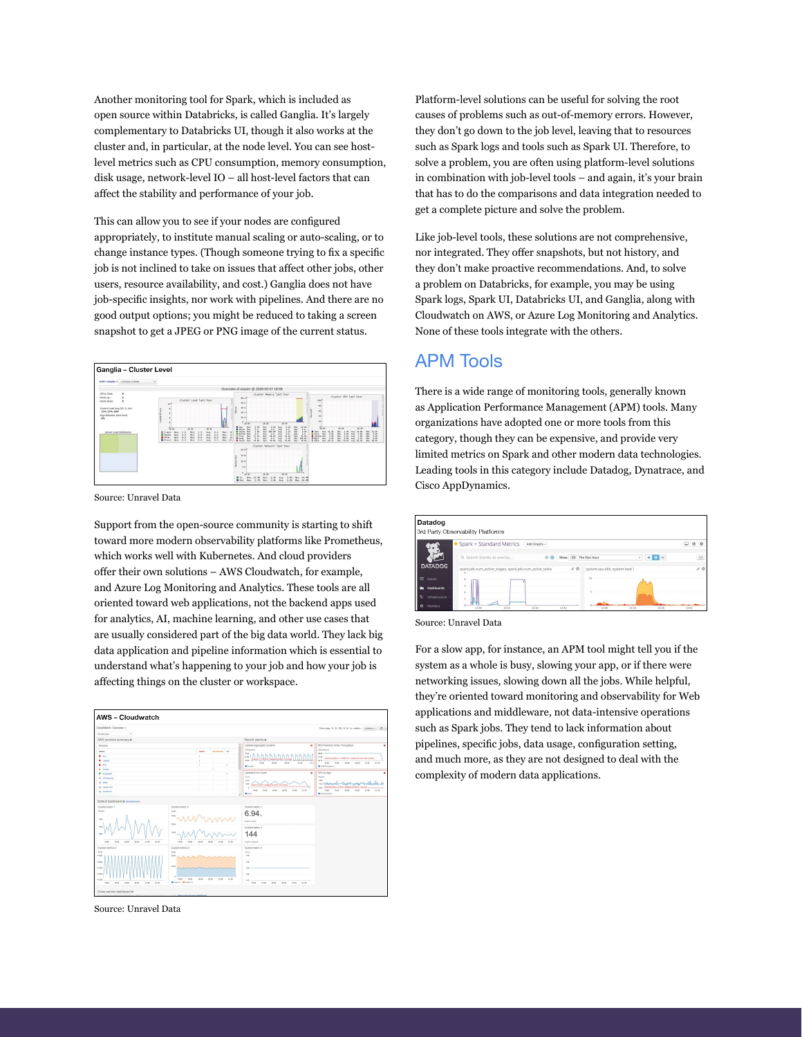Another monitoring tool for Spark, which is included as open source within Databricks, is called Ganglia. It's largely complementary to Databricks UI, though it also works at the cluster and, in particular, at the node level. You can see host-level metrics such as CPU consumption, memory consumption, disk usage, network-level IO – all host-level factors that can affect the stability and performance of your job.

This can allow you to see if your nodes are configured appropriately, to institute manual scaling or auto-scaling, or to change instance types. (Though someone trying to fix a specific job is not inclined to take on issues that affect other jobs, other users, resource availability, and cost.) Ganglia does not have job-specific insights, nor work with pipelines. And there are no good output options; you might be reduced to taking a screen snapshot to get a JPEG or PNG image of the current status.

Ganglia – Cluster Level

Source: Unravel Data

Support from the open-source community is starting to shift toward more modern observability platforms like Prometheus, which works well with Kubernetes. And cloud providers offer their own solutions – AWS Cloudwatch, for example, and Azure Log Monitoring and Analytics. These tools are all oriented toward web applications, not the backend apps used for analytics, AI, machine learning, and other use cases that are usually considered part of the big data world. They lack big data application and pipeline information which is essential to understand what's happening to your job and how your job is affecting things on the cluster or workspace.

AWS – Cloudwatch

Source: Unravel Data

Platform-level solutions can be useful for solving the root causes of problems such as out-of-memory errors. However, they don't go down to the job level, leaving that to resources such as Spark logs and tools such as Spark UI. Therefore, to solve a problem, you are often using platform-level solutions in combination with job-level tools – and again, it's your brain that has to do the comparisons and data integration needed to get a complete picture and solve the problem.

Like job-level tools, these solutions are not comprehensive, nor integrated. They offer snapshots, but not history, and they don't make proactive recommendations. And, to solve a problem on Databricks, for example, you may be using Spark logs, Spark UI, Databricks UI, and Ganglia, along with Cloudwatch on AWS, or Azure Log Monitoring and Analytics. None of these tools integrate with the others.

## APM Tools

There is a wide range of monitoring tools, generally known as Application Performance Management (APM) tools. Many organizations have adopted one or more tools from this category, though they can be expensive, and provide very limited metrics on Spark and other modern data technologies. Leading tools in this category include Datadog, Dynatrace, and Cisco AppDynamics.

Datadog
3rd Party Observability Platforms

Source: Unravel Data

For a slow app, for instance, an APM tool might tell you if the system as a whole is busy, slowing your app, or if there were networking issues, slowing down all the jobs. While helpful, they're oriented toward monitoring and observability for Web applications and middleware, not data-intensive operations such as Spark jobs. They tend to lack information about pipelines, specific jobs, data usage, configuration setting, and much more, as they are not designed to deal with the complexity of modern data applications.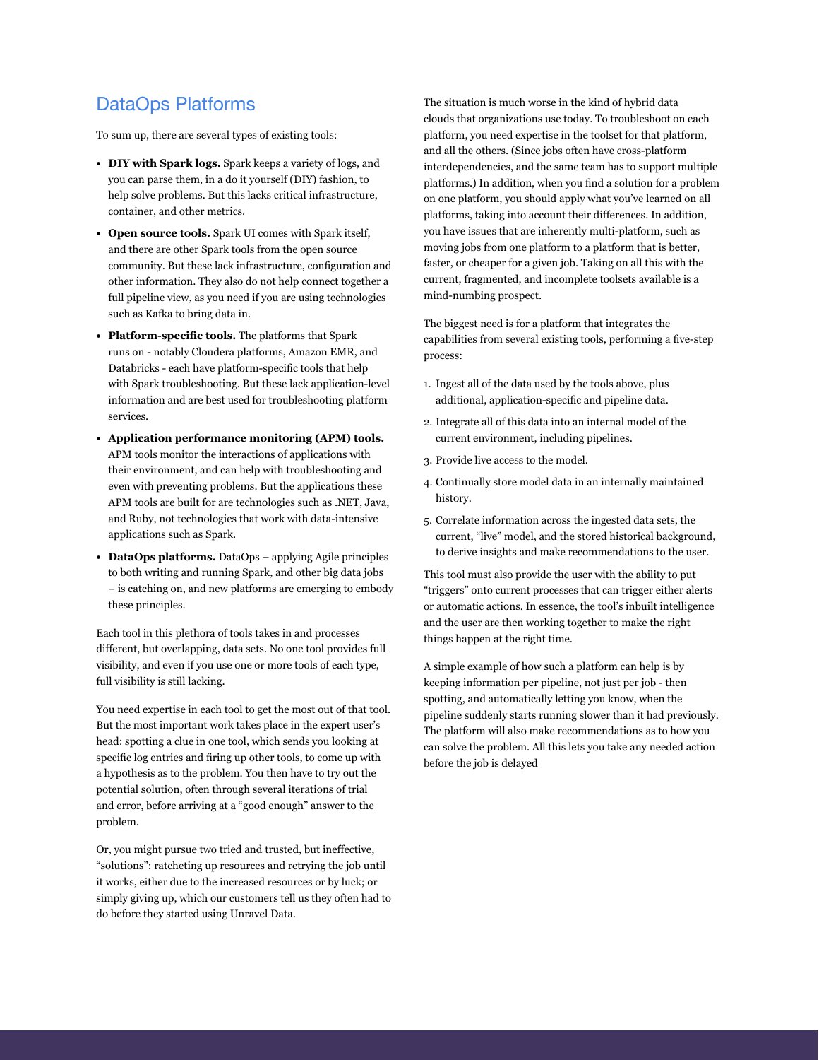## DataOps Platforms

To sum up, there are several types of existing tools:

- **DIY with Spark logs.** Spark keeps a variety of logs, and you can parse them, in a do it yourself (DIY) fashion, to help solve problems. But this lacks critical infrastructure, container, and other metrics.
- **Open source tools.** Spark UI comes with Spark itself, and there are other Spark tools from the open source community. But these lack infrastructure, configuration and other information. They also do not help connect together a full pipeline view, as you need if you are using technologies such as Kafka to bring data in.
- **Platform-specific tools.** The platforms that Spark runs on - notably Cloudera platforms, Amazon EMR, and Databricks - each have platform-specific tools that help with Spark troubleshooting. But these lack application-level information and are best used for troubleshooting platform services.
- **Application performance monitoring (APM) tools.** APM tools monitor the interactions of applications with their environment, and can help with troubleshooting and even with preventing problems. But the applications these APM tools are built for are technologies such as .NET, Java, and Ruby, not technologies that work with data-intensive applications such as Spark.
- **DataOps platforms.** DataOps – applying Agile principles to both writing and running Spark, and other big data jobs – is catching on, and new platforms are emerging to embody these principles.

Each tool in this plethora of tools takes in and processes different, but overlapping, data sets. No one tool provides full visibility, and even if you use one or more tools of each type, full visibility is still lacking.

You need expertise in each tool to get the most out of that tool. But the most important work takes place in the expert user's head: spotting a clue in one tool, which sends you looking at specific log entries and firing up other tools, to come up with a hypothesis as to the problem. You then have to try out the potential solution, often through several iterations of trial and error, before arriving at a "good enough" answer to the problem.

Or, you might pursue two tried and trusted, but ineffective, "solutions": ratcheting up resources and retrying the job until it works, either due to the increased resources or by luck; or simply giving up, which our customers tell us they often had to do before they started using Unravel Data.

The situation is much worse in the kind of hybrid data clouds that organizations use today. To troubleshoot on each platform, you need expertise in the toolset for that platform, and all the others. (Since jobs often have cross-platform interdependencies, and the same team has to support multiple platforms.) In addition, when you find a solution for a problem on one platform, you should apply what you've learned on all platforms, taking into account their differences. In addition, you have issues that are inherently multi-platform, such as moving jobs from one platform to a platform that is better, faster, or cheaper for a given job. Taking on all this with the current, fragmented, and incomplete toolsets available is a mind-numbing prospect.

The biggest need is for a platform that integrates the capabilities from several existing tools, performing a five-step process:

1. Ingest all of the data used by the tools above, plus additional, application-specific and pipeline data.
2. Integrate all of this data into an internal model of the current environment, including pipelines.
3. Provide live access to the model.
4. Continually store model data in an internally maintained history.
5. Correlate information across the ingested data sets, the current, "live" model, and the stored historical background, to derive insights and make recommendations to the user.

This tool must also provide the user with the ability to put "triggers" onto current processes that can trigger either alerts or automatic actions. In essence, the tool's inbuilt intelligence and the user are then working together to make the right things happen at the right time.

A simple example of how such a platform can help is by keeping information per pipeline, not just per job - then spotting, and automatically letting you know, when the pipeline suddenly starts running slower than it had previously. The platform will also make recommendations as to how you can solve the problem. All this lets you take any needed action before the job is delayed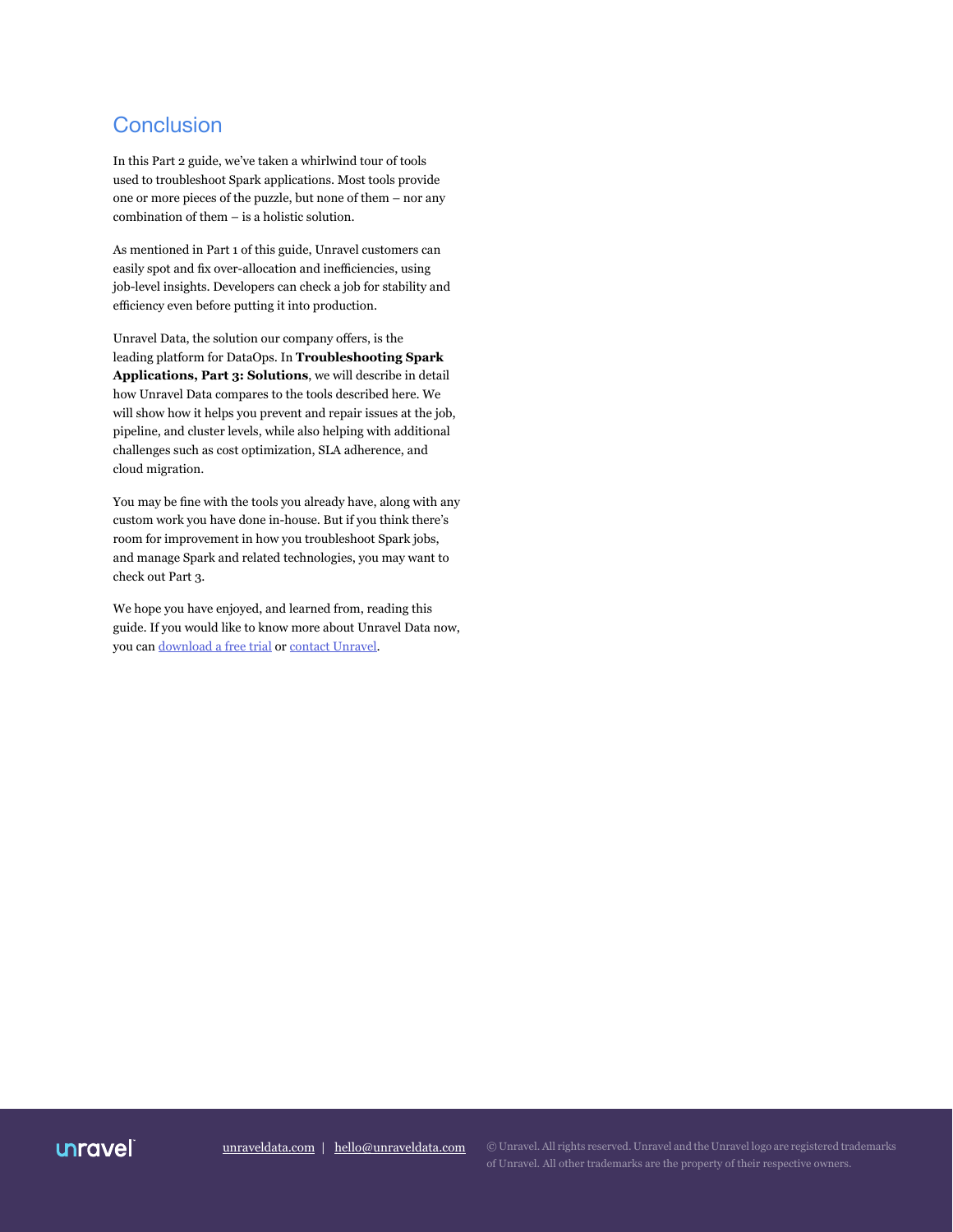## Conclusion

In this Part 2 guide, we've taken a whirlwind tour of tools used to troubleshoot Spark applications. Most tools provide one or more pieces of the puzzle, but none of them – nor any combination of them – is a holistic solution.

As mentioned in Part 1 of this guide, Unravel customers can easily spot and fix over-allocation and inefficiencies, using job-level insights. Developers can check a job for stability and efficiency even before putting it into production.

Unravel Data, the solution our company offers, is the leading platform for DataOps. In **Troubleshooting Spark Applications, Part 3: Solutions**, we will describe in detail how Unravel Data compares to the tools described here. We will show how it helps you prevent and repair issues at the job, pipeline, and cluster levels, while also helping with additional challenges such as cost optimization, SLA adherence, and cloud migration.

You may be fine with the tools you already have, along with any custom work you have done in-house. But if you think there's room for improvement in how you troubleshoot Spark jobs, and manage Spark and related technologies, you may want to check out Part 3.

We hope you have enjoyed, and learned from, reading this guide. If you would like to know more about Unravel Data now, you can [download a free trial] or [contact Unravel].

unravel

unraveldata.com | hello@unraveldata.com

© Unravel. All rights reserved. Unravel and the Unravel logo are registered trademarks of Unravel. All other trademarks are the property of their respective owners.